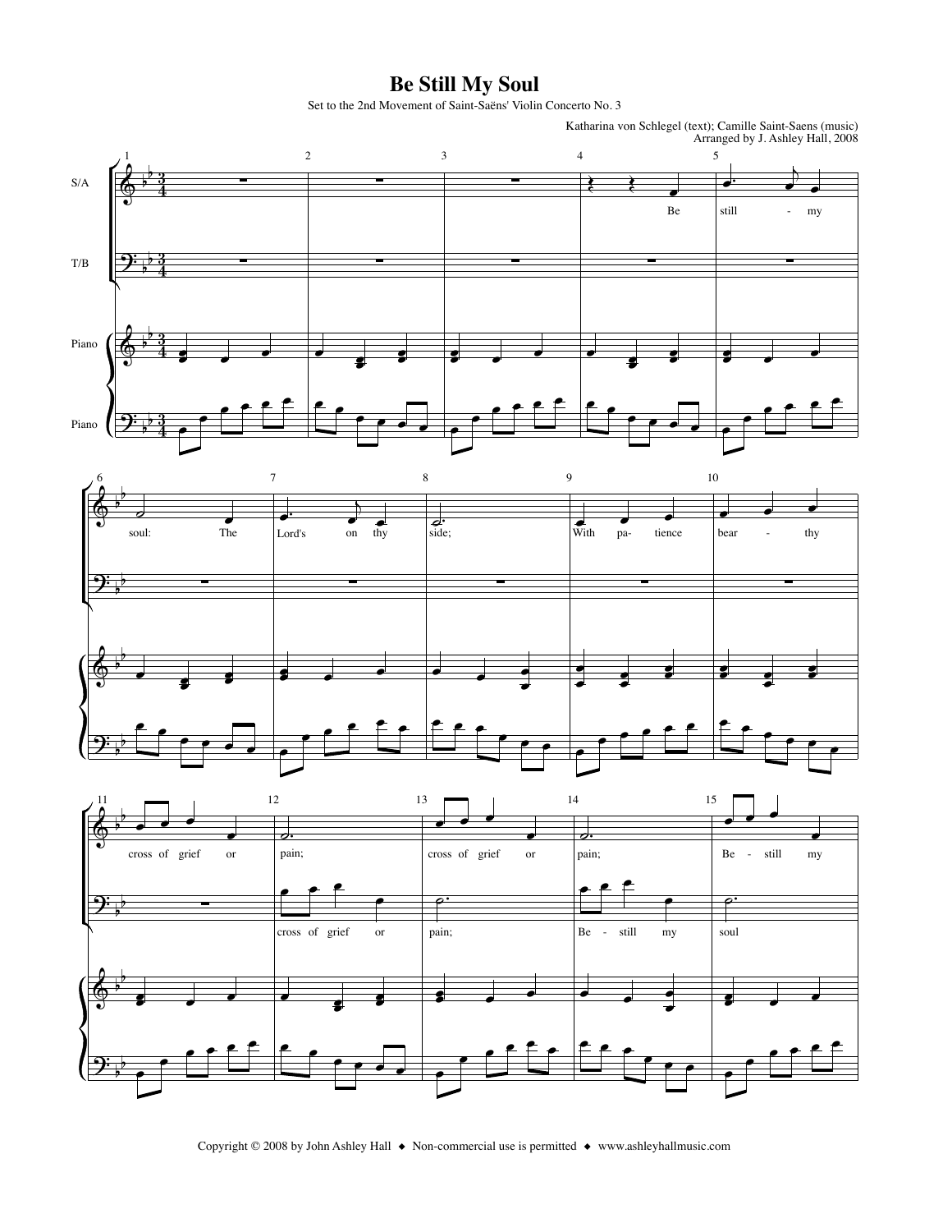# Be Still My Soul

Set to the 2nd Movement of Saint-Saëns' Violin Concerto No. 3

Katharina von Schlegel (text); Camille Saint-Saens (music)
Arranged by J. Ashley Hall, 2008

S/A: Be still - my soul: The Lord's on thy side; With pa- tience bear - thy cross of grief or pain; cross of grief or pain; Be - still my

T/B: cross of grief or pain; Be - still my soul

Copyright © 2008 by John Ashley Hall ◆ Non-commercial use is permitted ◆ www.ashleyhallmusic.com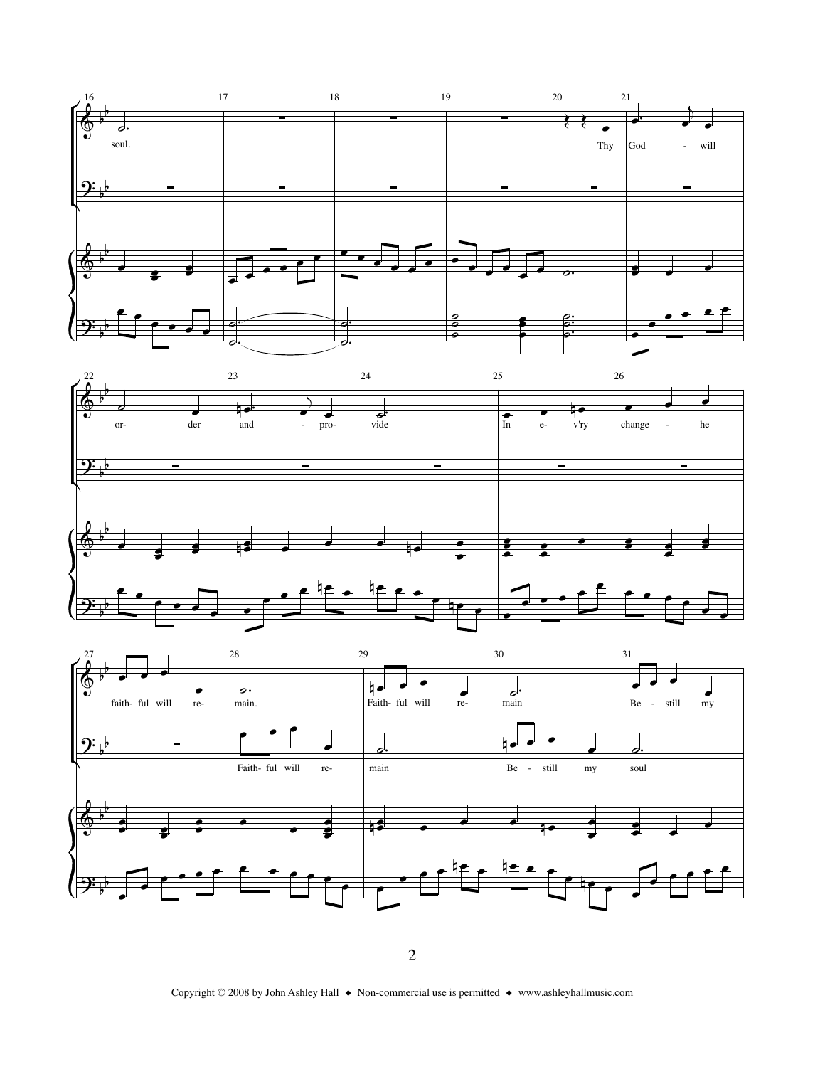soul.

Thy God - will or- der and - pro- vide In e- v'ry change - he faith- ful will re- main. Faith- ful will re- main Be - still my

Faith- ful will re- main Be - still my soul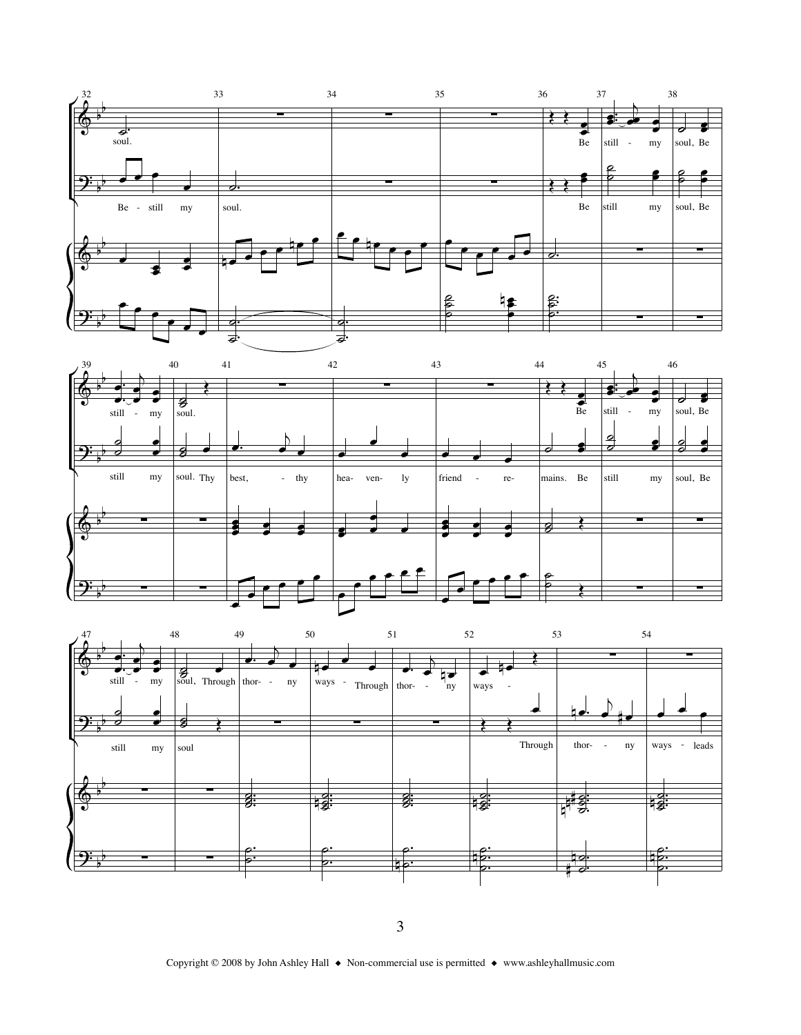soul.

Be - still my soul.

Be still - my soul, Be

Be still my soul, Be

still - my soul.

still my soul. Thy best, - thy hea- ven- ly friend - re- mains. Be still my soul, Be

Be still - my soul, Be

still - my soul, Through thor- - ny ways - Through thor- - ny ways -

still my soul

Through thor- - ny ways - leads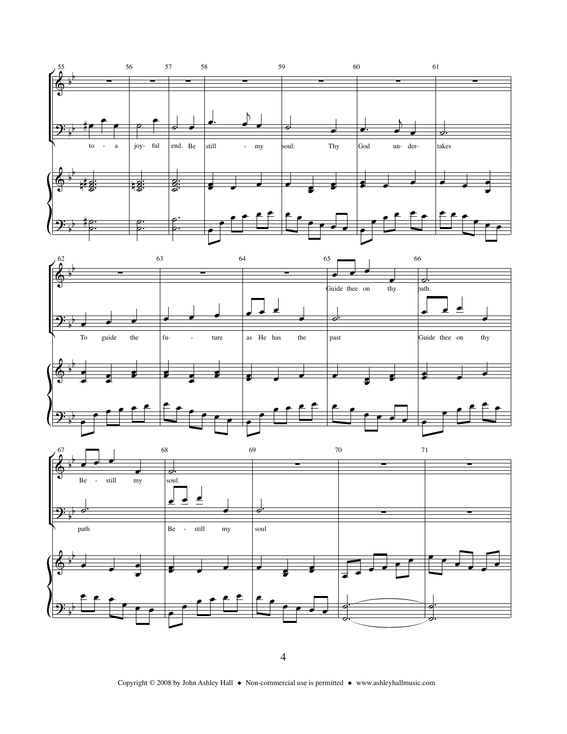to - a joy- ful end. Be still - my soul: Thy God un- der- takes

To guide the fu- - ture as He has the past Guide thee on thy

Guide thee on thy path.

Be - still my soul.

path Be - still my soul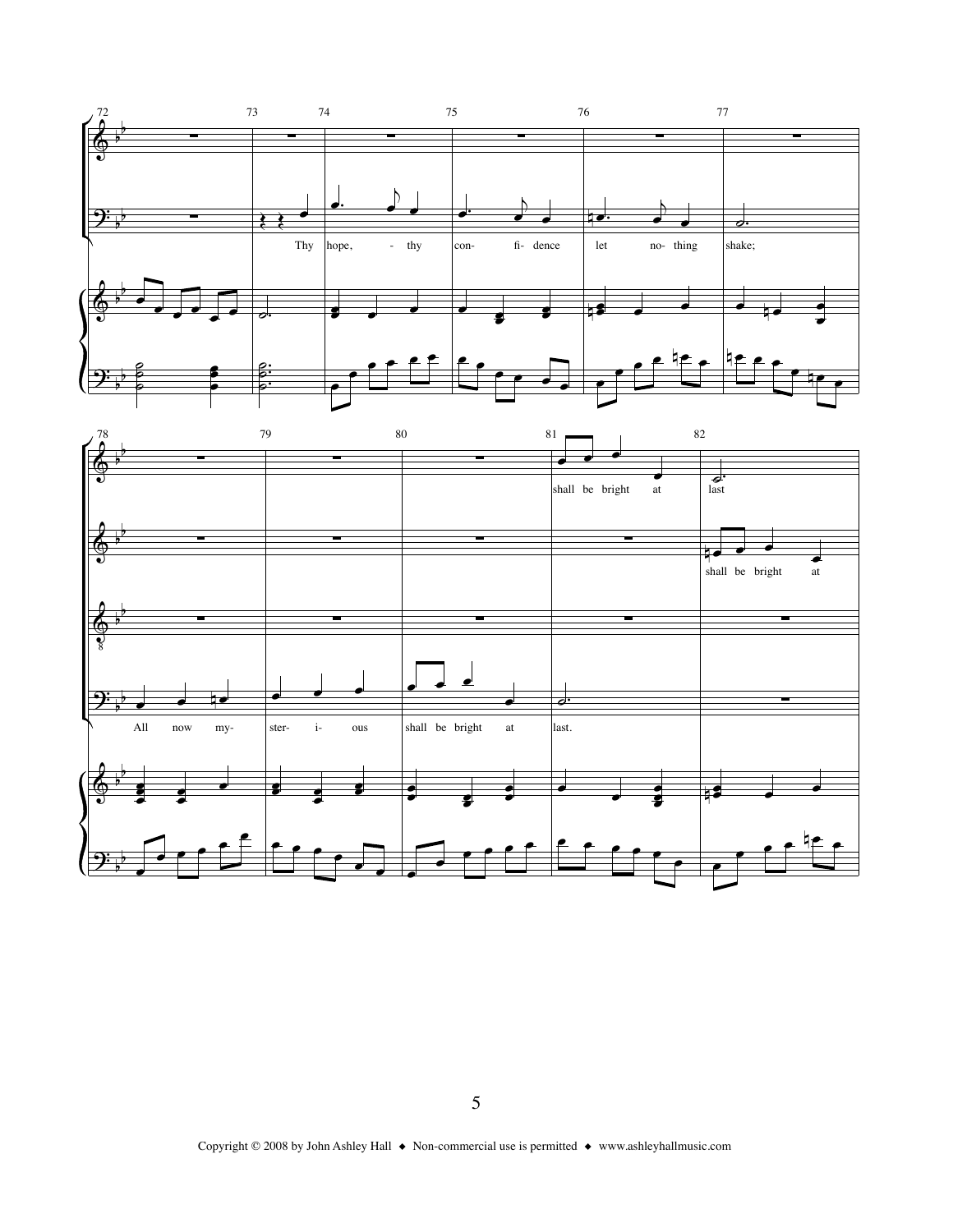72 73 74 75 76 77

Thy hope, - thy con- fi- dence let no- thing shake;

78 79 80 81 82

shall be bright at last

shall be bright at

All now my- ster- i- ous shall be bright at last.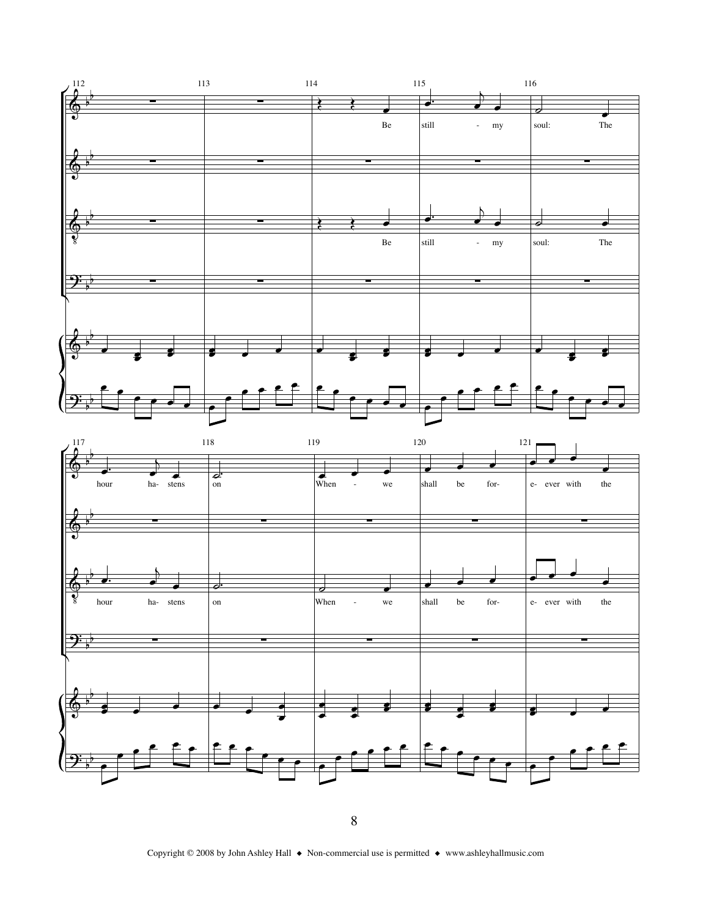112 113 114 115 116

Be still - my soul: The

Be still - my soul: The

117 118 119 120 121

hour ha- stens on When - we shall be for- e- ever with the

hour ha- stens on When - we shall be for- e- ever with the

Copyright © 2008 by John Ashley Hall ◆ Non-commercial use is permitted ◆ www.ashleyhallmusic.com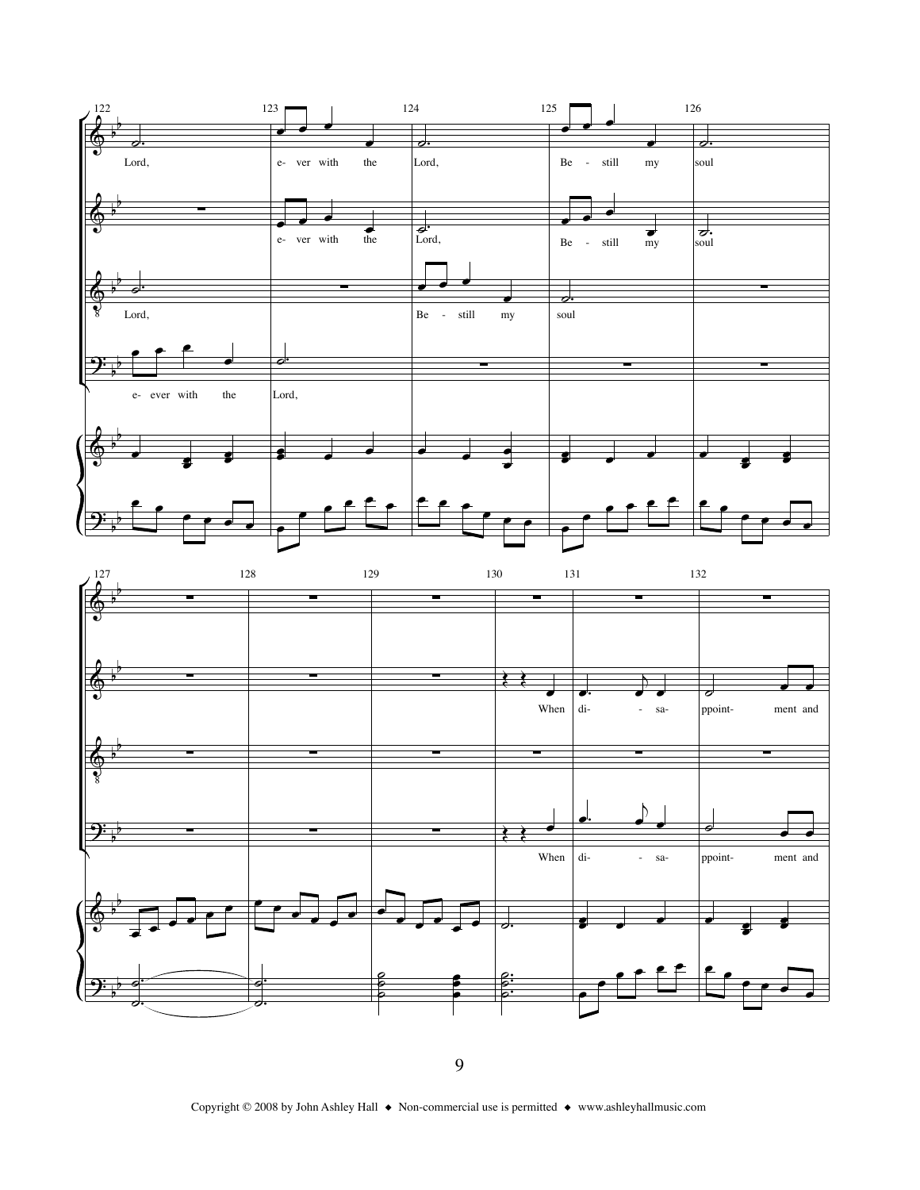122 123 124 125 126

Lord, e- ver with the Lord, Be - still my soul

e- ver with the Lord, Be - still my soul

Lord, Be - still my soul

e- ever with the Lord,

127 128 129 130 131 132

When di- - sa- ppoint- ment and

When di- - sa- ppoint- ment and

Copyright © 2008 by John Ashley Hall ◆ Non-commercial use is permitted ◆ www.ashleyhallmusic.com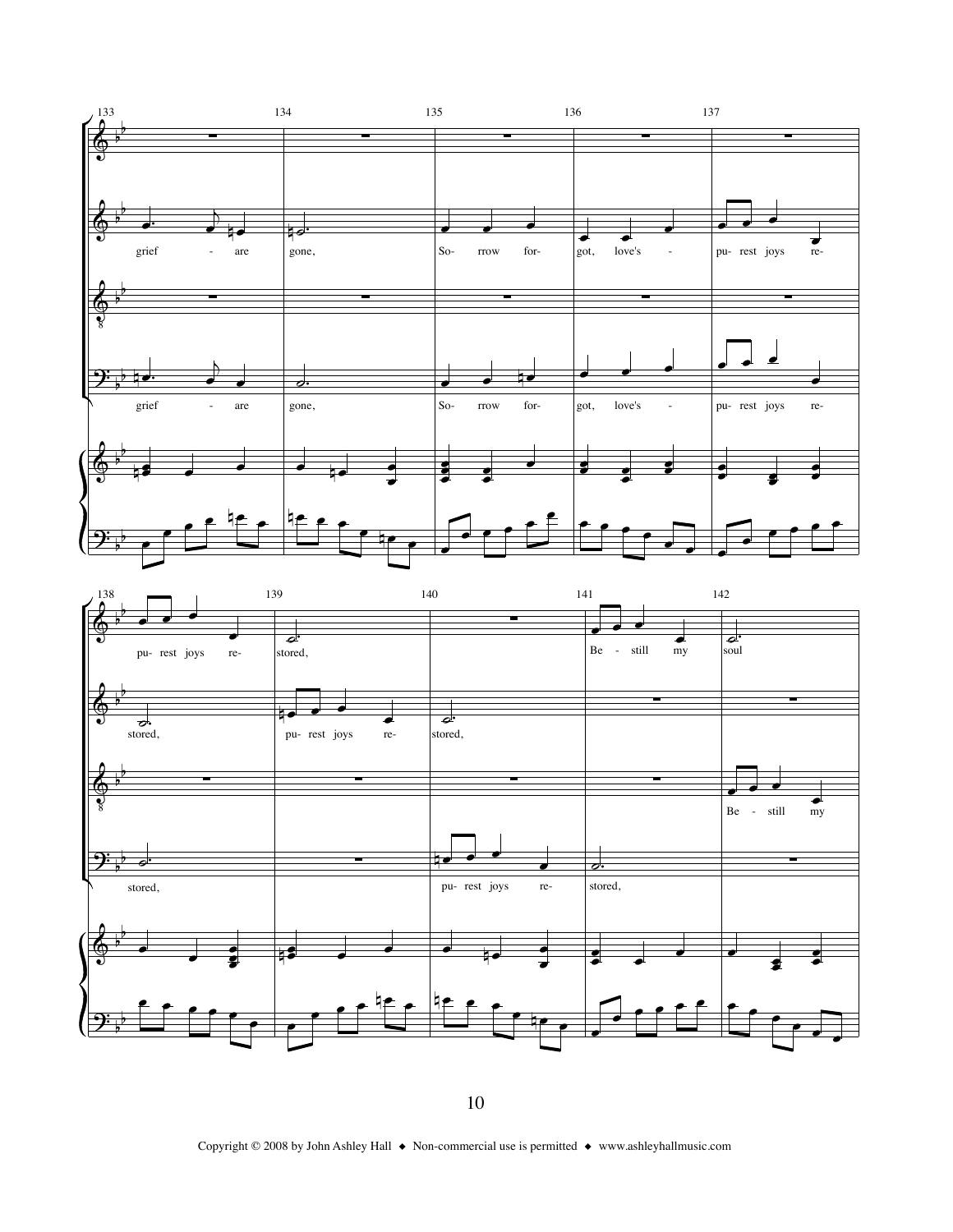133 134 135 136 137

grief - are gone, So- rrow for- got, love's - pu- rest joys re-

grief - are gone, So- rrow for- got, love's - pu- rest joys re-

138 139 140 141 142

pu- rest joys re- stored, Be - still my soul

stored, pu- rest joys re- stored,

Be - still my

stored, pu- rest joys re- stored,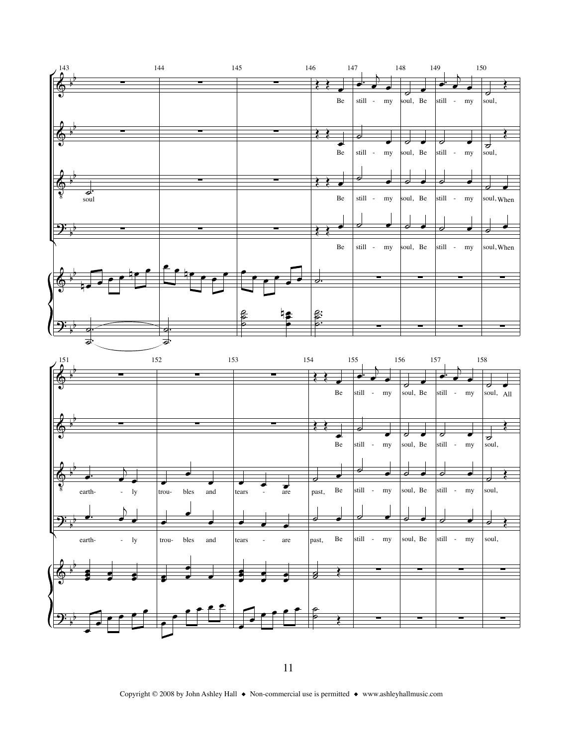Soprano: Be still - my soul, Be still - my soul,

Alto: Be still - my soul, Be still - my soul,

Tenor: soul. Be still - my soul, Be still - my soul, When

Bass: Be still - my soul, Be still - my soul, When

Soprano: Be still - my soul, Be still - my soul, All

Alto: Be still - my soul, Be still - my soul,

Tenor: earth- - ly trou- bles and tears - are past, Be still - my soul, Be still - my soul,

Bass: earth- - ly trou- bles and tears - are past, Be still - my soul, Be still - my soul,